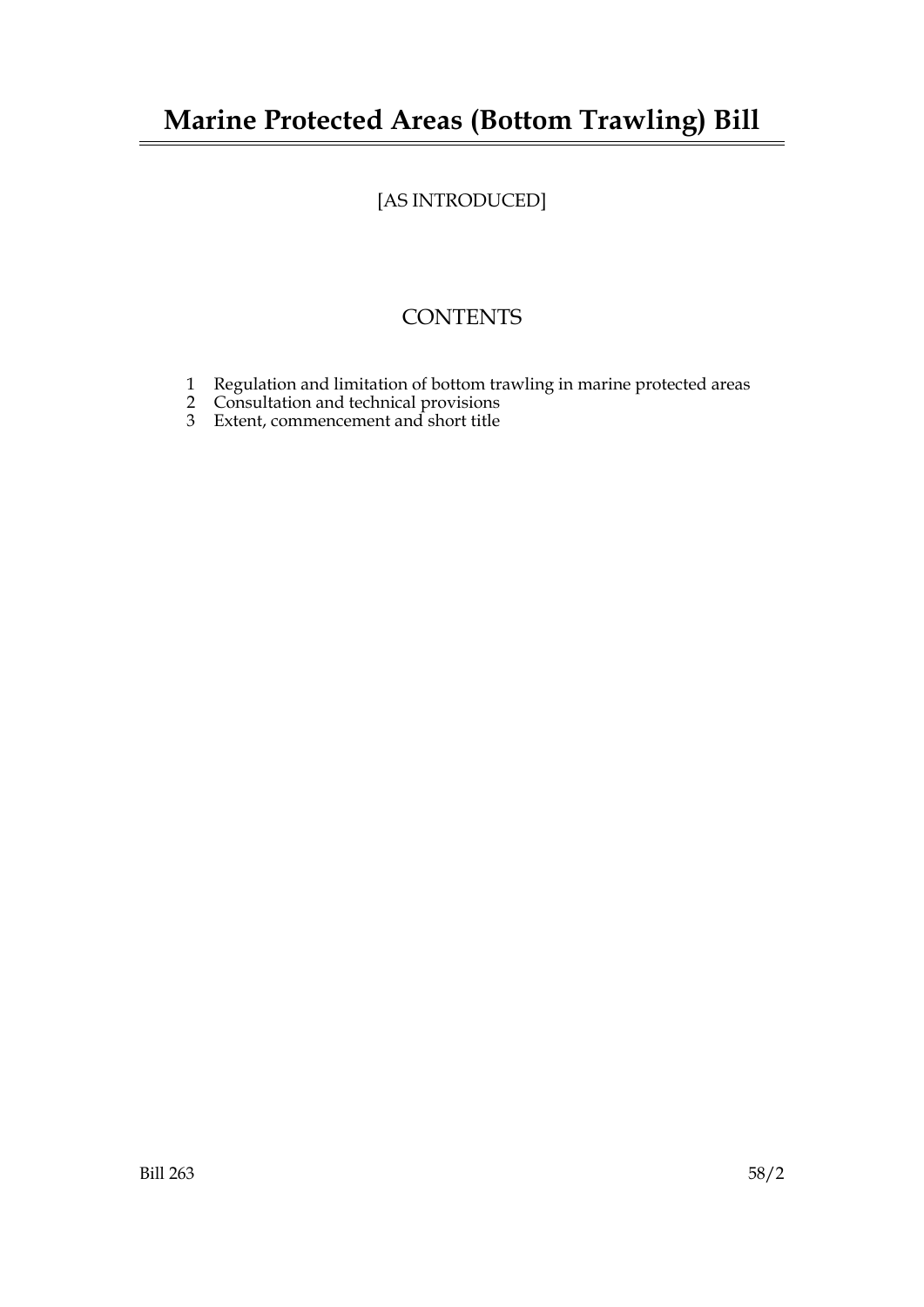# Marine Protected Areas (Bottom Trawling) Bill

[AS INTRODUCED]

## CONTENTS

1. Regulation and limitation of bottom trawling in marine protected areas
2. Consultation and technical provisions
3. Extent, commencement and short title

Bill 263 58/2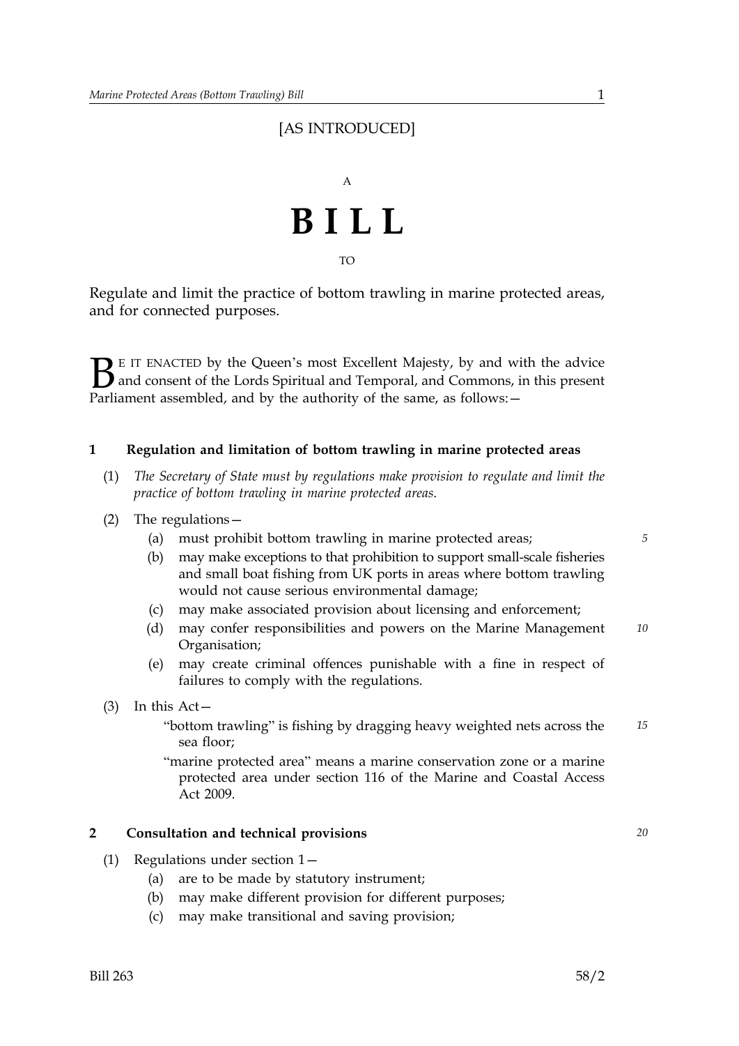[AS INTRODUCED]

A

# BILL

TO

Regulate and limit the practice of bottom trawling in marine protected areas, and for connected purposes.

BE IT ENACTED by the Queen's most Excellent Majesty, by and with the advice and consent of the Lords Spiritual and Temporal, and Commons, in this present Parliament assembled, and by the authority of the same, as follows:—

## 1 Regulation and limitation of bottom trawling in marine protected areas

(1) *The Secretary of State must by regulations make provision to regulate and limit the practice of bottom trawling in marine protected areas.*

(2) The regulations—

- (a) must prohibit bottom trawling in marine protected areas;
- (b) may make exceptions to that prohibition to support small-scale fisheries and small boat fishing from UK ports in areas where bottom trawling would not cause serious environmental damage;
- (c) may make associated provision about licensing and enforcement;
- (d) may confer responsibilities and powers on the Marine Management Organisation;
- (e) may create criminal offences punishable with a fine in respect of failures to comply with the regulations.

(3) In this Act—

"bottom trawling" is fishing by dragging heavy weighted nets across the sea floor;

"marine protected area" means a marine conservation zone or a marine protected area under section 116 of the Marine and Coastal Access Act 2009.

## 2 Consultation and technical provisions

(1) Regulations under section 1—

- (a) are to be made by statutory instrument;
- (b) may make different provision for different purposes;
- (c) may make transitional and saving provision;

Bill 263 58/2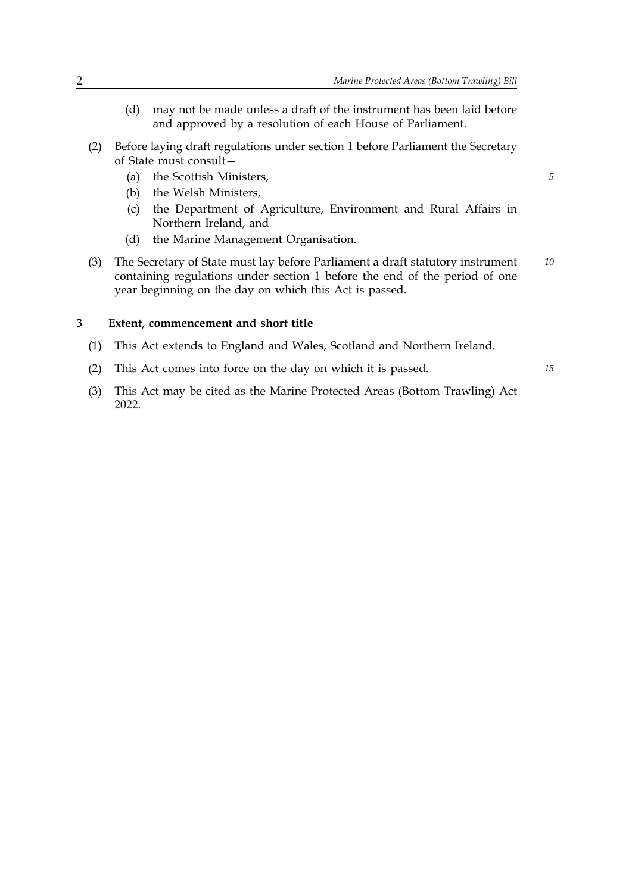(d) may not be made unless a draft of the instrument has been laid before and approved by a resolution of each House of Parliament.

(2) Before laying draft regulations under section 1 before Parliament the Secretary of State must consult—

(a) the Scottish Ministers,

(b) the Welsh Ministers,

(c) the Department of Agriculture, Environment and Rural Affairs in Northern Ireland, and

(d) the Marine Management Organisation.

(3) The Secretary of State must lay before Parliament a draft statutory instrument containing regulations under section 1 before the end of the period of one year beginning on the day on which this Act is passed.

### 3 Extent, commencement and short title

(1) This Act extends to England and Wales, Scotland and Northern Ireland.

(2) This Act comes into force on the day on which it is passed.

(3) This Act may be cited as the Marine Protected Areas (Bottom Trawling) Act 2022.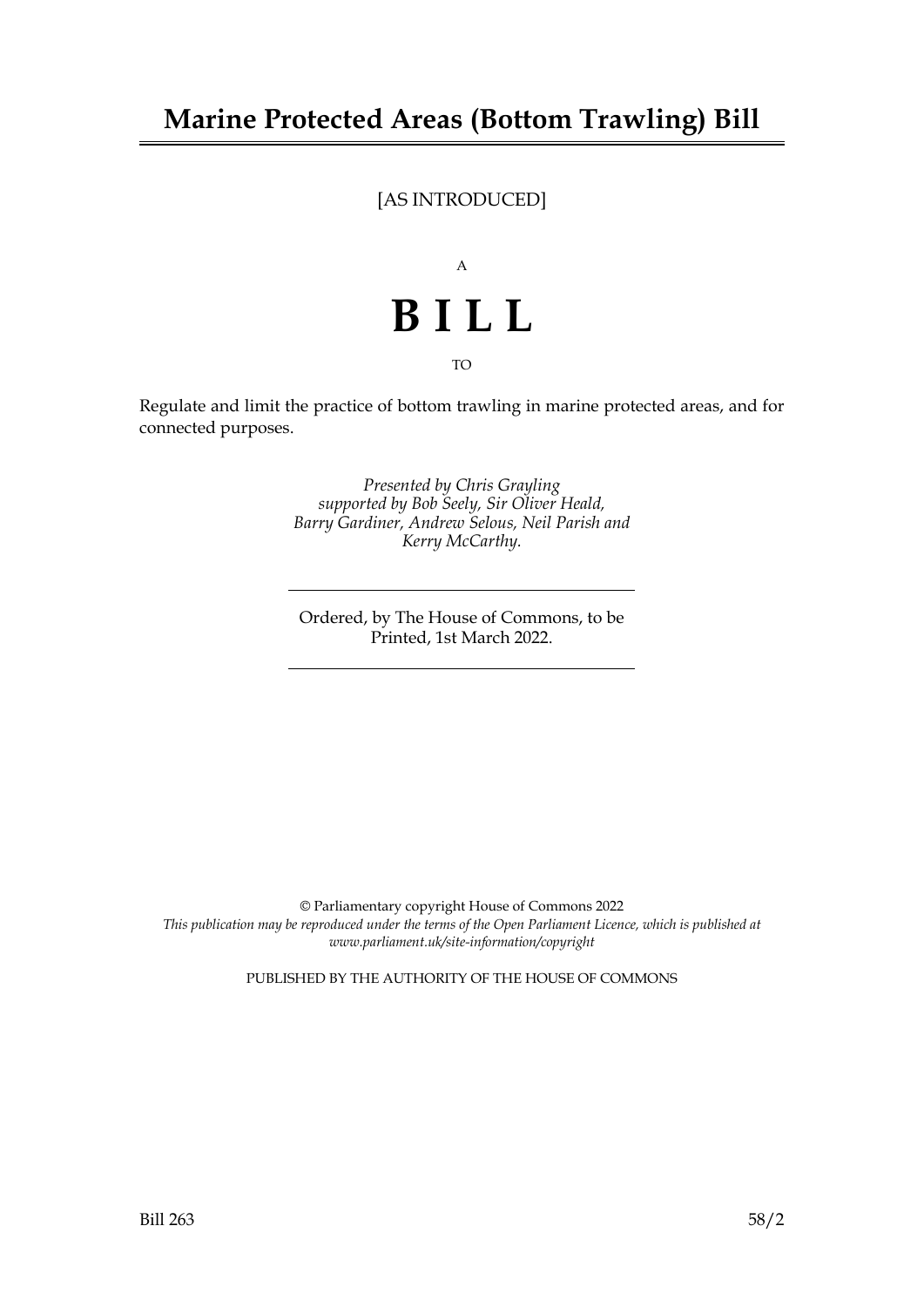# Marine Protected Areas (Bottom Trawling) Bill

[AS INTRODUCED]

A

# B I L L

TO

Regulate and limit the practice of bottom trawling in marine protected areas, and for connected purposes.

*Presented by Chris Grayling supported by Bob Seely, Sir Oliver Heald, Barry Gardiner, Andrew Selous, Neil Parish and Kerry McCarthy.*

---

Ordered, by The House of Commons, to be Printed, 1st March 2022.

---

© Parliamentary copyright House of Commons 2022
*This publication may be reproduced under the terms of the Open Parliament Licence, which is published at www.parliament.uk/site-information/copyright*

PUBLISHED BY THE AUTHORITY OF THE HOUSE OF COMMONS

Bill 263 58/2